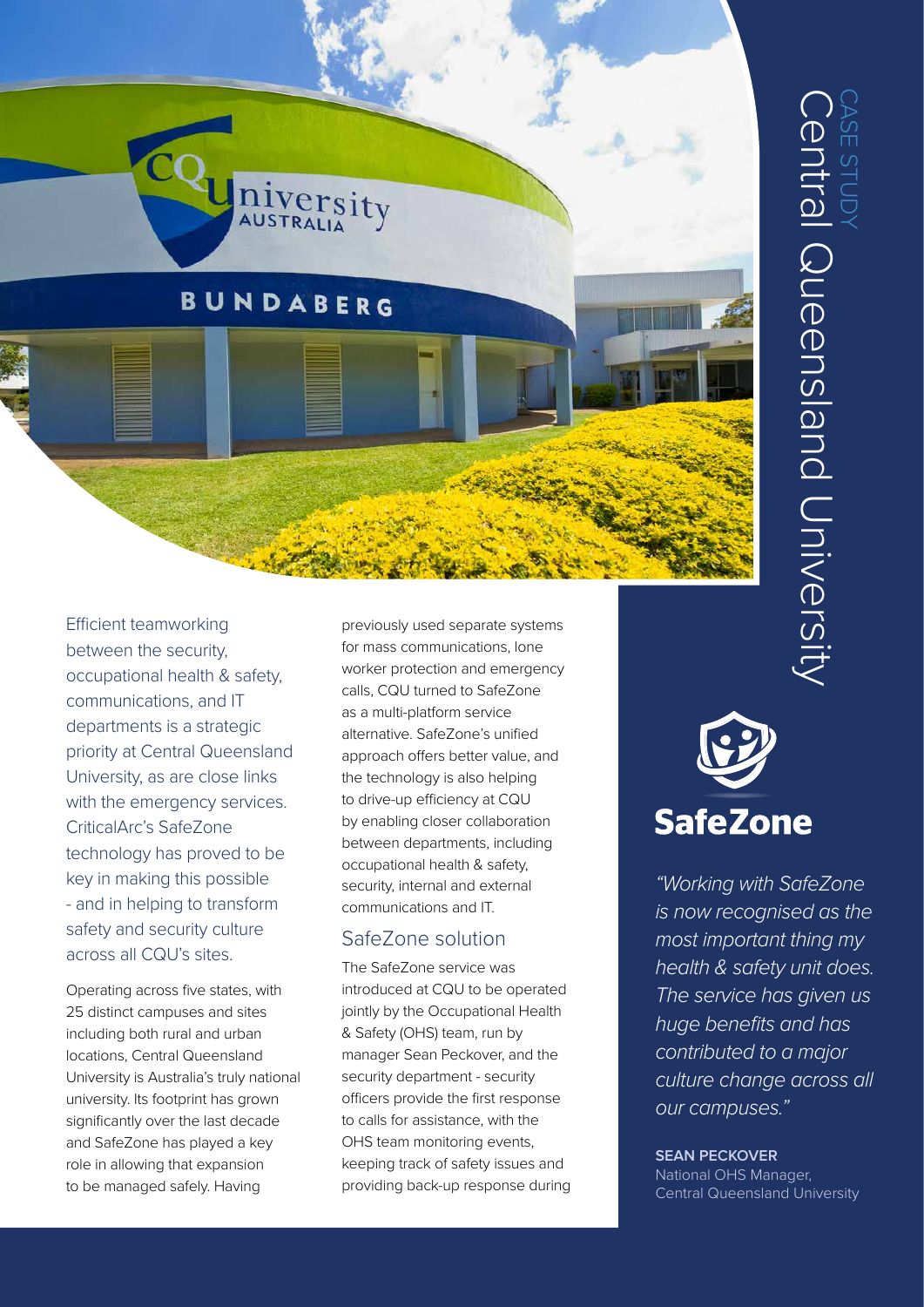CASE STUDY

# Central Queensland University

SafeZone

Efficient teamworking between the security, occupational health & safety, communications, and IT departments is a strategic priority at Central Queensland University, as are close links with the emergency services. CriticalArc's SafeZone technology has proved to be key in making this possible - and in helping to transform safety and security culture across all CQU's sites.

Operating across five states, with 25 distinct campuses and sites including both rural and urban locations, Central Queensland University is Australia's truly national university. Its footprint has grown significantly over the last decade and SafeZone has played a key role in allowing that expansion to be managed safely. Having previously used separate systems for mass communications, lone worker protection and emergency calls, CQU turned to SafeZone as a multi-platform service alternative. SafeZone's unified approach offers better value, and the technology is also helping to drive-up efficiency at CQU by enabling closer collaboration between departments, including occupational health & safety, security, internal and external communications and IT.

## SafeZone solution

The SafeZone service was introduced at CQU to be operated jointly by the Occupational Health & Safety (OHS) team, run by manager Sean Peckover, and the security department - security officers provide the first response to calls for assistance, with the OHS team monitoring events, keeping track of safety issues and providing back-up response during

*"Working with SafeZone is now recognised as the most important thing my health & safety unit does. The service has given us huge benefits and has contributed to a major culture change across all our campuses."*

**SEAN PECKOVER**
National OHS Manager,
Central Queensland University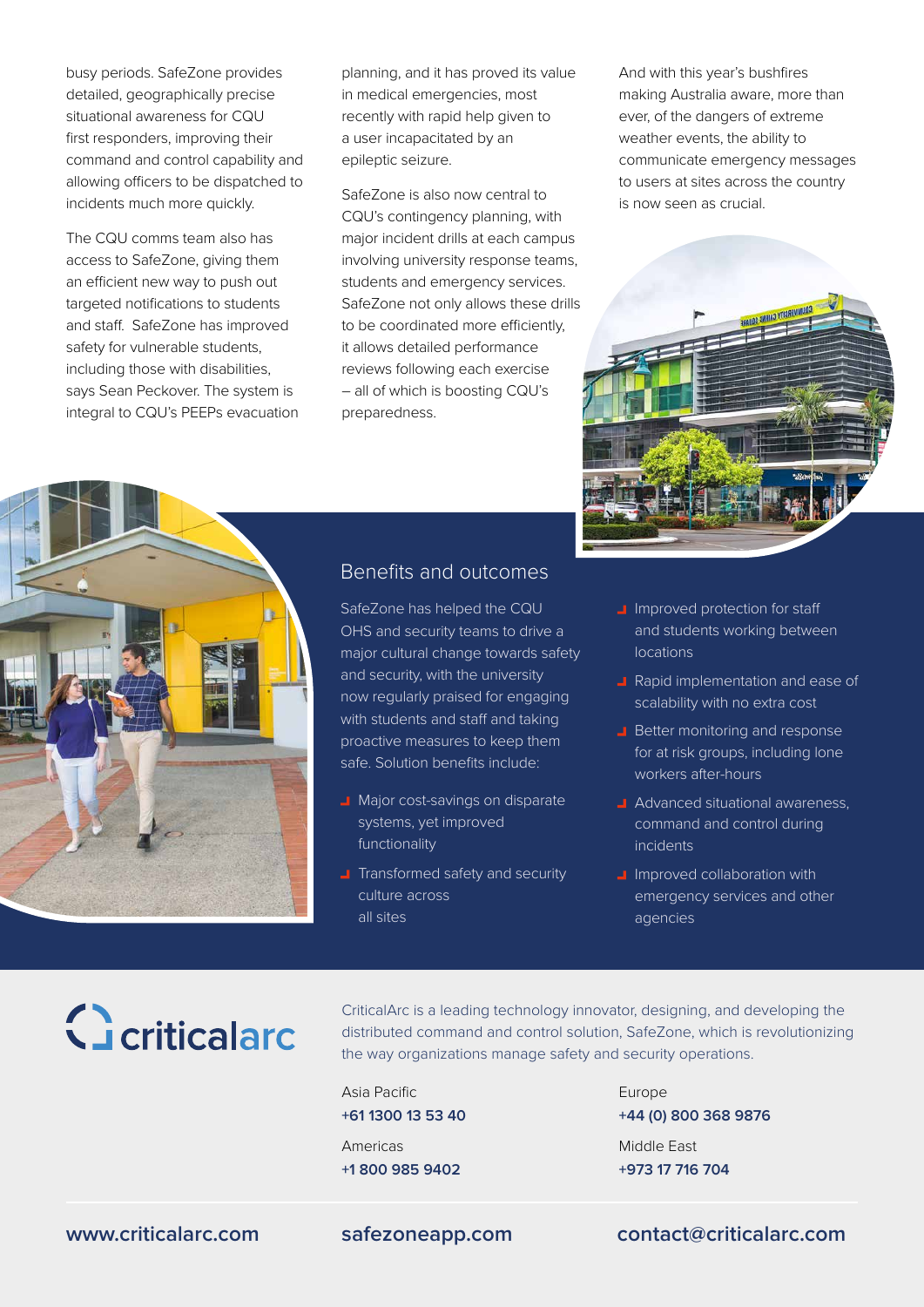busy periods. SafeZone provides detailed, geographically precise situational awareness for CQU first responders, improving their command and control capability and allowing officers to be dispatched to incidents much more quickly.

The CQU comms team also has access to SafeZone, giving them an efficient new way to push out targeted notifications to students and staff. SafeZone has improved safety for vulnerable students, including those with disabilities, says Sean Peckover. The system is integral to CQU's PEEPs evacuation planning, and it has proved its value in medical emergencies, most recently with rapid help given to a user incapacitated by an epileptic seizure.

SafeZone is also now central to CQU's contingency planning, with major incident drills at each campus involving university response teams, students and emergency services. SafeZone not only allows these drills to be coordinated more efficiently, it allows detailed performance reviews following each exercise – all of which is boosting CQU's preparedness.

And with this year's bushfires making Australia aware, more than ever, of the dangers of extreme weather events, the ability to communicate emergency messages to users at sites across the country is now seen as crucial.

## Benefits and outcomes

SafeZone has helped the CQU OHS and security teams to drive a major cultural change towards safety and security, with the university now regularly praised for engaging with students and staff and taking proactive measures to keep them safe. Solution benefits include:

- Major cost-savings on disparate systems, yet improved functionality
- Transformed safety and security culture across all sites
- Improved protection for staff and students working between locations
- Rapid implementation and ease of scalability with no extra cost
- Better monitoring and response for at risk groups, including lone workers after-hours
- Advanced situational awareness, command and control during incidents
- Improved collaboration with emergency services and other agencies

criticalarc

CriticalArc is a leading technology innovator, designing, and developing the distributed command and control solution, SafeZone, which is revolutionizing the way organizations manage safety and security operations.

Asia Pacific
**+61 1300 13 53 40**

Americas
**+1 800 985 9402**

Europe
**+44 (0) 800 368 9876**

Middle East
**+973 17 716 704**

**www.criticalarc.com** **safezoneapp.com** **contact@criticalarc.com**